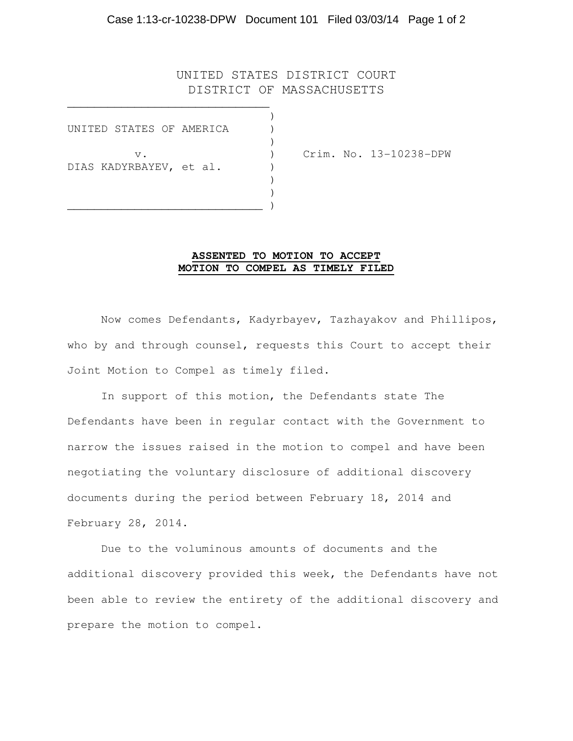UNITED STATES DISTRICT COURT
DISTRICT OF MASSACHUSETTS

UNITED STATES OF AMERICA

v.

DIAS KADYRBAYEV, et al.

Crim. No. 13-10238-DPW

**ASSENTED TO MOTION TO ACCEPT MOTION TO COMPEL AS TIMELY FILED**

Now comes Defendants, Kadyrbayev, Tazhayakov and Phillipos, who by and through counsel, requests this Court to accept their Joint Motion to Compel as timely filed.

In support of this motion, the Defendants state The Defendants have been in regular contact with the Government to narrow the issues raised in the motion to compel and have been negotiating the voluntary disclosure of additional discovery documents during the period between February 18, 2014 and February 28, 2014.

Due to the voluminous amounts of documents and the additional discovery provided this week, the Defendants have not been able to review the entirety of the additional discovery and prepare the motion to compel.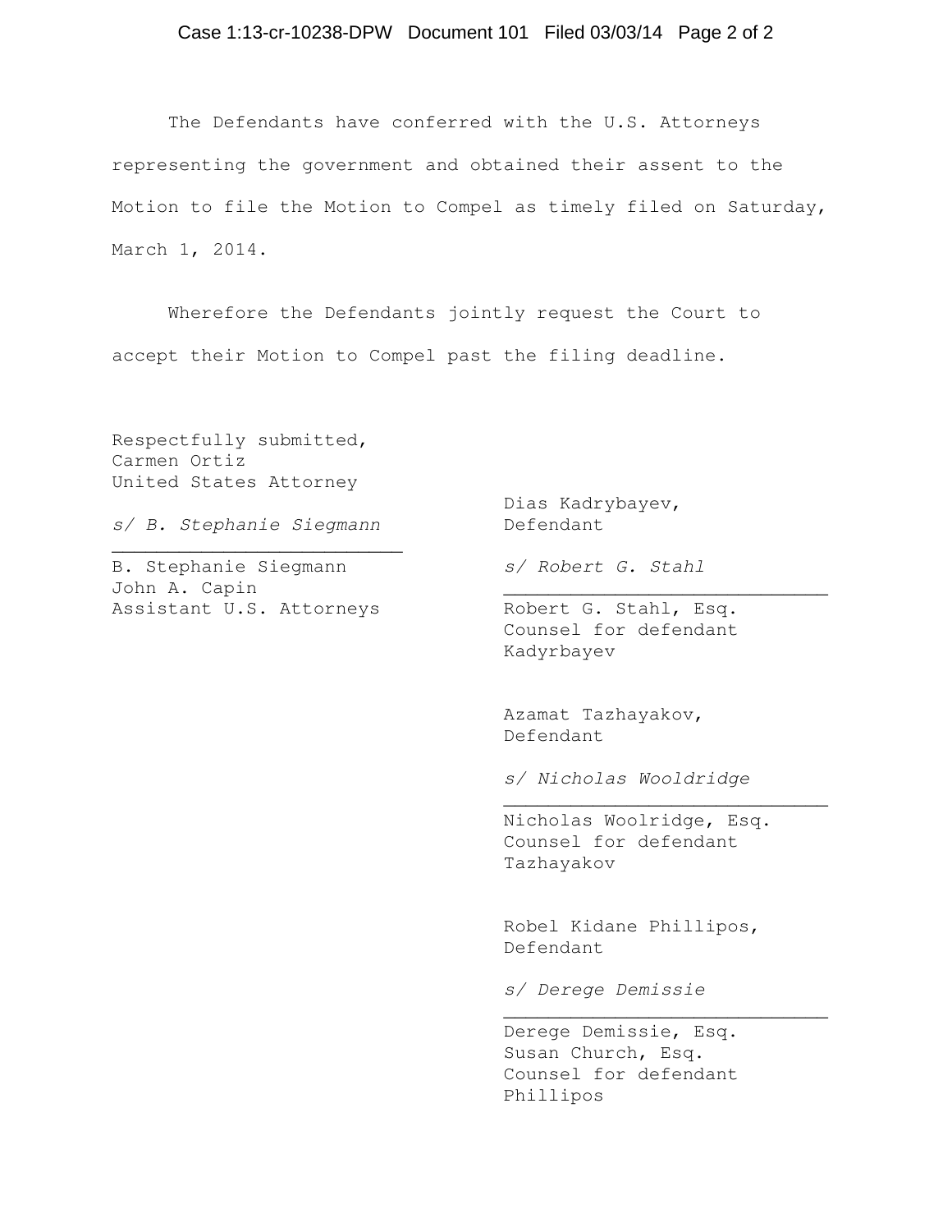The Defendants have conferred with the U.S. Attorneys representing the government and obtained their assent to the Motion to file the Motion to Compel as timely filed on Saturday, March 1, 2014.

Wherefore the Defendants jointly request the Court to accept their Motion to Compel past the filing deadline.

Respectfully submitted,
Carmen Ortiz
United States Attorney

*s/ B. Stephanie Siegmann*

B. Stephanie Siegmann
John A. Capin
Assistant U.S. Attorneys

Dias Kadrybayev,
Defendant

*s/ Robert G. Stahl*

Robert G. Stahl, Esq.
Counsel for defendant
Kadyrbayev

Azamat Tazhayakov,
Defendant

*s/ Nicholas Wooldridge*

Nicholas Woolridge, Esq.
Counsel for defendant
Tazhayakov

Robel Kidane Phillipos,
Defendant

*s/ Derege Demissie*

Derege Demissie, Esq.
Susan Church, Esq.
Counsel for defendant
Phillipos